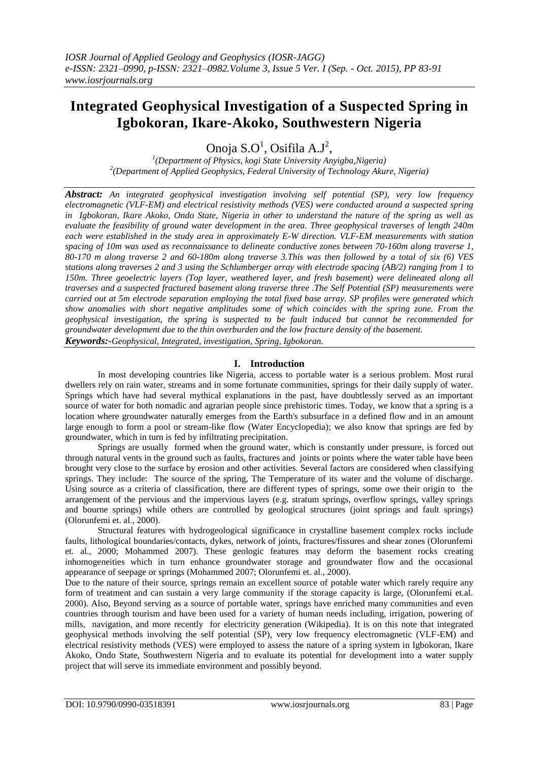# Integrated Geophysical Investigation of a Suspected Spring in Igbokoran, Ikare-Akoko, Southwestern Nigeria

Onoja S.O[1], Osifila A.J[2],

[1](Department of Physics, kogi State University Anyigba,Nigeria)
[2](Department of Applied Geophysics, Federal University of Technology Akure, Nigeria)

***Abstract:*** *An integrated geophysical investigation involving self potential (SP), very low frequency electromagnetic (VLF-EM) and electrical resistivity methods (VES) were conducted around a suspected spring in Igbokoran, Ikare Akoko, Ondo State, Nigeria in other to understand the nature of the spring as well as evaluate the feasibility of ground water development in the area. Three geophysical traverses of length 240m each were established in the study area in approximately E-W direction. VLF-EM measurements with station spacing of 10m was used as reconnaissance to delineate conductive zones between 70-160m along traverse 1, 80-170 m along traverse 2 and 60-180m along traverse 3.This was then followed by a total of six (6) VES stations along traverses 2 and 3 using the Schlumberger array with electrode spacing (AB/2) ranging from 1 to 150m. Three geoelectric layers (Top layer, weathered layer, and fresh basement) were delineated along all traverses and a suspected fractured basement along traverse three .The Self Potential (SP) measurements were carried out at 5m electrode separation employing the total fixed base array. SP profiles were generated which show anomalies with short negative amplitudes some of which coincides with the spring zone. From the geophysical investigation, the spring is suspected to be fault induced but cannot be recommended for groundwater development due to the thin overburden and the low fracture density of the basement.*

***Keywords:-****Geophysical, Integrated, investigation, Spring, Igbokoran.*

## I. Introduction

In most developing countries like Nigeria, access to portable water is a serious problem. Most rural dwellers rely on rain water, streams and in some fortunate communities, springs for their daily supply of water. Springs which have had several mythical explanations in the past, have doubtlessly served as an important source of water for both nomadic and agrarian people since prehistoric times. Today, we know that a spring is a location where groundwater naturally emerges from the Earth's subsurface in a defined flow and in an amount large enough to form a pool or stream-like flow (Water Encyclopedia); we also know that springs are fed by groundwater, which in turn is fed by infiltrating precipitation.

Springs are usually formed when the ground water, which is constantly under pressure, is forced out through natural vents in the ground such as faults, fractures and joints or points where the water table have been brought very close to the surface by erosion and other activities. Several factors are considered when classifying springs. They include: The source of the spring, The Temperature of its water and the volume of discharge. Using source as a criteria of classification, there are different types of springs, some owe their origin to the arrangement of the pervious and the impervious layers (e.g. stratum springs, overflow springs, valley springs and bourne springs) while others are controlled by geological structures (joint springs and fault springs) (Olorunfemi et. al., 2000).

Structural features with hydrogeological significance in crystalline basement complex rocks include faults, lithological boundaries/contacts, dykes, network of joints, fractures/fissures and shear zones (Olorunfemi et. al., 2000; Mohammed 2007). These geologic features may deform the basement rocks creating inhomogeneities which in turn enhance groundwater storage and groundwater flow and the occasional appearance of seepage or springs (Mohammed 2007; Olorunfemi et. al., 2000).

Due to the nature of their source, springs remain an excellent source of potable water which rarely require any form of treatment and can sustain a very large community if the storage capacity is large, (Olorunfemi et.al. 2000). Also, Beyond serving as a source of portable water, springs have enriched many communities and even countries through tourism and have been used for a variety of human needs including, irrigation, powering of mills, navigation, and more recently for electricity generation (Wikipedia). It is on this note that integrated geophysical methods involving the self potential (SP), very low frequency electromagnetic (VLF-EM) and electrical resistivity methods (VES) were employed to assess the nature of a spring system in Igbokoran, Ikare Akoko, Ondo State, Southwestern Nigeria and to evaluate its potential for development into a water supply project that will serve its immediate environment and possibly beyond.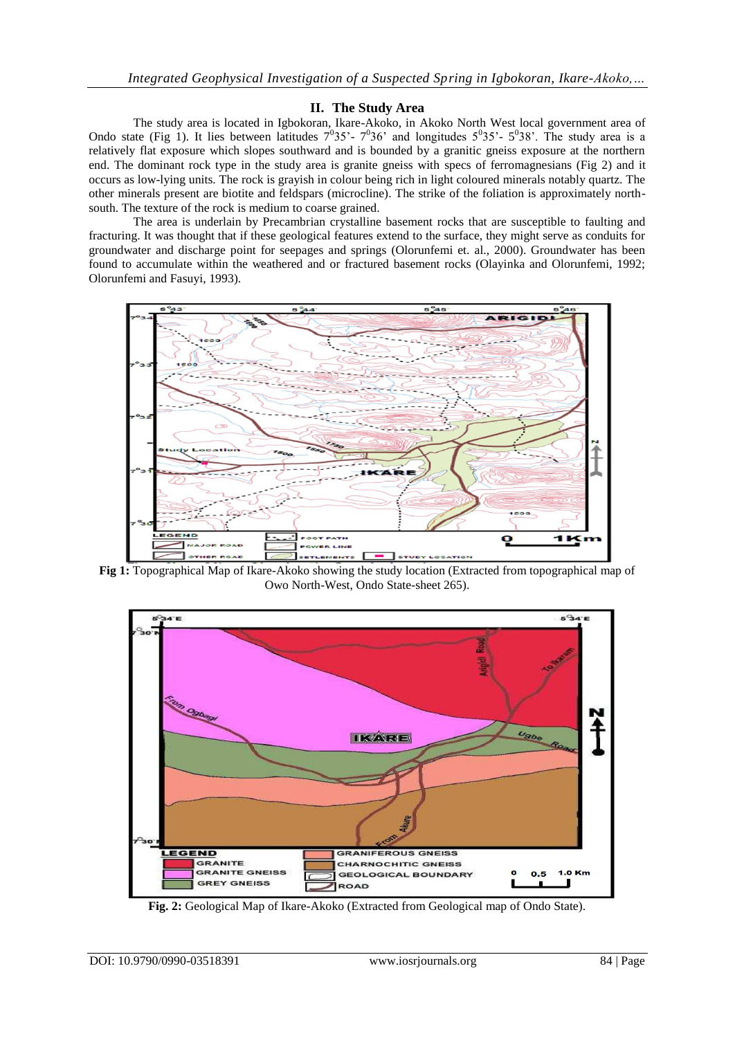## II. The Study Area

The study area is located in Igbokoran, Ikare-Akoko, in Akoko North West local government area of Ondo state (Fig 1). It lies between latitudes $7^0 35'$- $7^0 36'$ and longitudes $5^0 35'$- $5^0 38'$. The study area is a relatively flat exposure which slopes southward and is bounded by a granitic gneiss exposure at the northern end. The dominant rock type in the study area is granite gneiss with specs of ferromagnesians (Fig 2) and it occurs as low-lying units. The rock is grayish in colour being rich in light coloured minerals notably quartz. The other minerals present are biotite and feldspars (microcline). The strike of the foliation is approximately north-south. The texture of the rock is medium to coarse grained.

The area is underlain by Precambrian crystalline basement rocks that are susceptible to faulting and fracturing. It was thought that if these geological features extend to the surface, they might serve as conduits for groundwater and discharge point for seepages and springs (Olorunfemi et. al., 2000). Groundwater has been found to accumulate within the weathered and or fractured basement rocks (Olayinka and Olorunfemi, 1992; Olorunfemi and Fasuyi, 1993).

**Fig 1:** Topographical Map of Ikare-Akoko showing the study location (Extracted from topographical map of Owo North-West, Ondo State-sheet 265).

**Fig. 2:** Geological Map of Ikare-Akoko (Extracted from Geological map of Ondo State).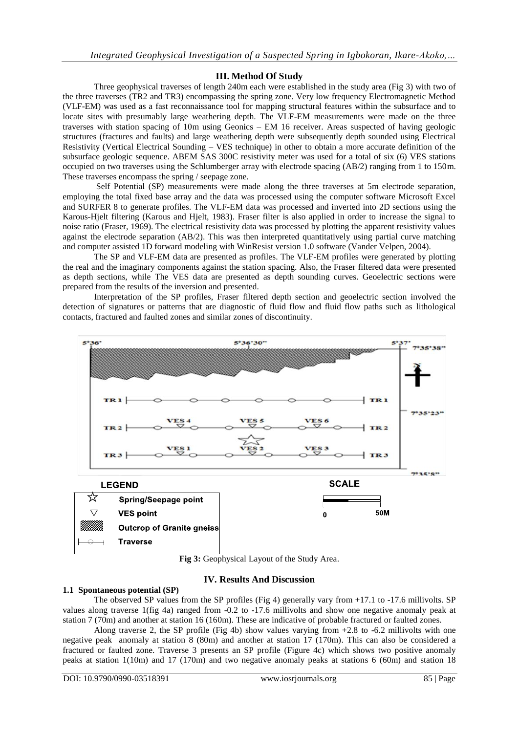## III. Method Of Study

Three geophysical traverses of length 240m each were established in the study area (Fig 3) with two of the three traverses (TR2 and TR3) encompassing the spring zone. Very low frequency Electromagnetic Method (VLF-EM) was used as a fast reconnaissance tool for mapping structural features within the subsurface and to locate sites with presumably large weathering depth. The VLF-EM measurements were made on the three traverses with station spacing of 10m using Geonics – EM 16 receiver. Areas suspected of having geologic structures (fractures and faults) and large weathering depth were subsequently depth sounded using Electrical Resistivity (Vertical Electrical Sounding – VES technique) in other to obtain a more accurate definition of the subsurface geologic sequence. ABEM SAS 300C resistivity meter was used for a total of six (6) VES stations occupied on two traverses using the Schlumberger array with electrode spacing (AB/2) ranging from 1 to 150m. These traverses encompass the spring / seepage zone.

Self Potential (SP) measurements were made along the three traverses at 5m electrode separation, employing the total fixed base array and the data was processed using the computer software Microsoft Excel and SURFER 8 to generate profiles. The VLF-EM data was processed and inverted into 2D sections using the Karous-Hjelt filtering (Karous and Hjelt, 1983). Fraser filter is also applied in order to increase the signal to noise ratio (Fraser, 1969). The electrical resistivity data was processed by plotting the apparent resistivity values against the electrode separation (AB/2). This was then interpreted quantitatively using partial curve matching and computer assisted 1D forward modeling with WinResist version 1.0 software (Vander Velpen, 2004).

The SP and VLF-EM data are presented as profiles. The VLF-EM profiles were generated by plotting the real and the imaginary components against the station spacing. Also, the Fraser filtered data were presented as depth sections, while The VES data are presented as depth sounding curves. Geoelectric sections were prepared from the results of the inversion and presented.

Interpretation of the SP profiles, Fraser filtered depth section and geoelectric section involved the detection of signatures or patterns that are diagnostic of fluid flow and fluid flow paths such as lithological contacts, fractured and faulted zones and similar zones of discontinuity.

**Fig 3:** Geophysical Layout of the Study Area.

## IV. Results And Discussion

### 1.1 Spontaneous potential (SP)

The observed SP values from the SP profiles (Fig 4) generally vary from +17.1 to -17.6 millivolts. SP values along traverse 1(fig 4a) ranged from -0.2 to -17.6 millivolts and show one negative anomaly peak at station 7 (70m) and another at station 16 (160m). These are indicative of probable fractured or faulted zones.

Along traverse 2, the SP profile (Fig 4b) show values varying from +2.8 to -6.2 millivolts with one negative peak anomaly at station 8 (80m) and another at station 17 (170m). This can also be considered a fractured or faulted zone. Traverse 3 presents an SP profile (Figure 4c) which shows two positive anomaly peaks at station 1(10m) and 17 (170m) and two negative anomaly peaks at stations 6 (60m) and station 18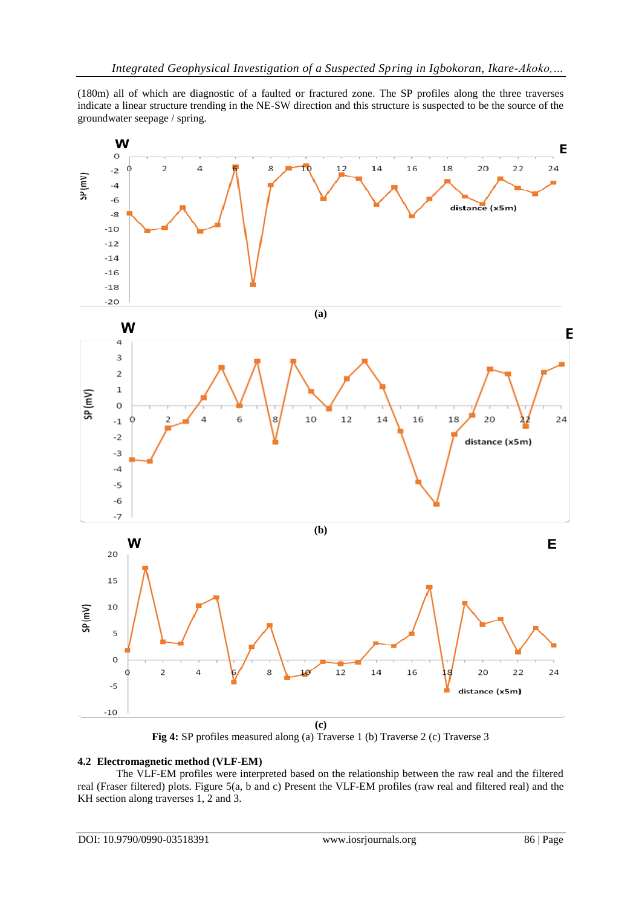(180m) all of which are diagnostic of a faulted or fractured zone. The SP profiles along the three traverses indicate a linear structure trending in the NE-SW direction and this structure is suspected to be the source of the groundwater seepage / spring.

**Fig 4:** SP profiles measured along (a) Traverse 1 (b) Traverse 2 (c) Traverse 3

### 4.2 Electromagnetic method (VLF-EM)

The VLF-EM profiles were interpreted based on the relationship between the raw real and the filtered real (Fraser filtered) plots. Figure 5(a, b and c) Present the VLF-EM profiles (raw real and filtered real) and the KH section along traverses 1, 2 and 3.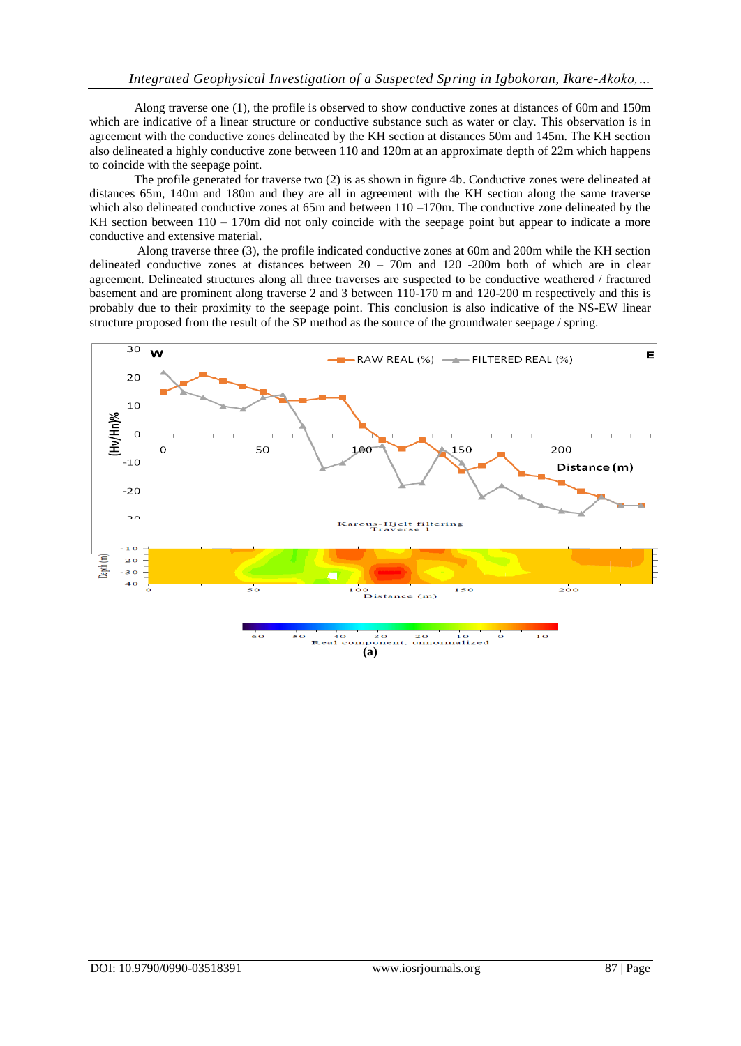Along traverse one (1), the profile is observed to show conductive zones at distances of 60m and 150m which are indicative of a linear structure or conductive substance such as water or clay. This observation is in agreement with the conductive zones delineated by the KH section at distances 50m and 145m. The KH section also delineated a highly conductive zone between 110 and 120m at an approximate depth of 22m which happens to coincide with the seepage point.

The profile generated for traverse two (2) is as shown in figure 4b. Conductive zones were delineated at distances 65m, 140m and 180m and they are all in agreement with the KH section along the same traverse which also delineated conductive zones at 65m and between 110 –170m. The conductive zone delineated by the KH section between 110 – 170m did not only coincide with the seepage point but appear to indicate a more conductive and extensive material.

Along traverse three (3), the profile indicated conductive zones at 60m and 200m while the KH section delineated conductive zones at distances between 20 – 70m and 120 -200m both of which are in clear agreement. Delineated structures along all three traverses are suspected to be conductive weathered / fractured basement and are prominent along traverse 2 and 3 between 110-170 m and 120-200 m respectively and this is probably due to their proximity to the seepage point. This conclusion is also indicative of the NS-EW linear structure proposed from the result of the SP method as the source of the groundwater seepage / spring.

(a)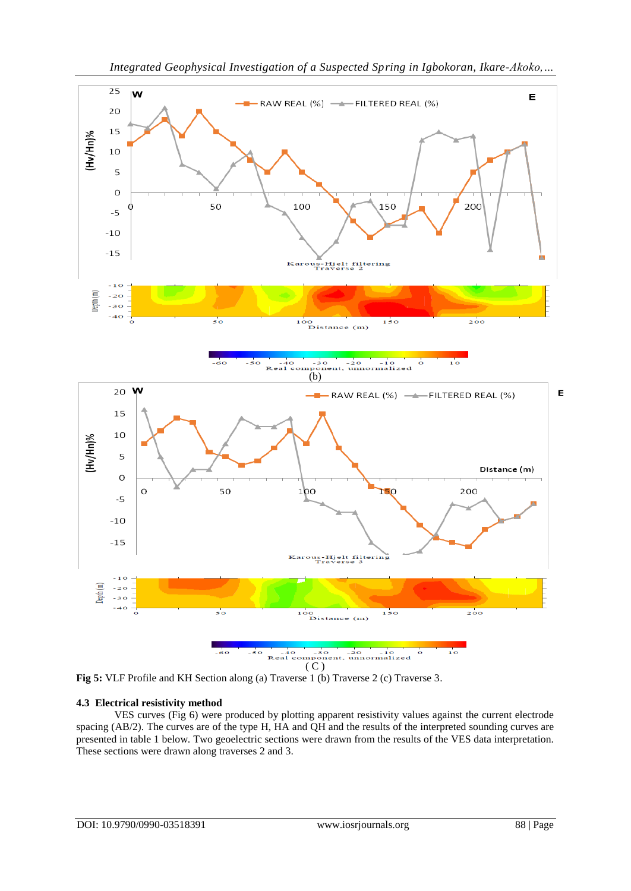(b)

( C )

**Fig 5:** VLF Profile and KH Section along (a) Traverse 1 (b) Traverse 2 (c) Traverse 3.

### 4.3 Electrical resistivity method

VES curves (Fig 6) were produced by plotting apparent resistivity values against the current electrode spacing (AB/2). The curves are of the type H, HA and QH and the results of the interpreted sounding curves are presented in table 1 below. Two geoelectric sections were drawn from the results of the VES data interpretation. These sections were drawn along traverses 2 and 3.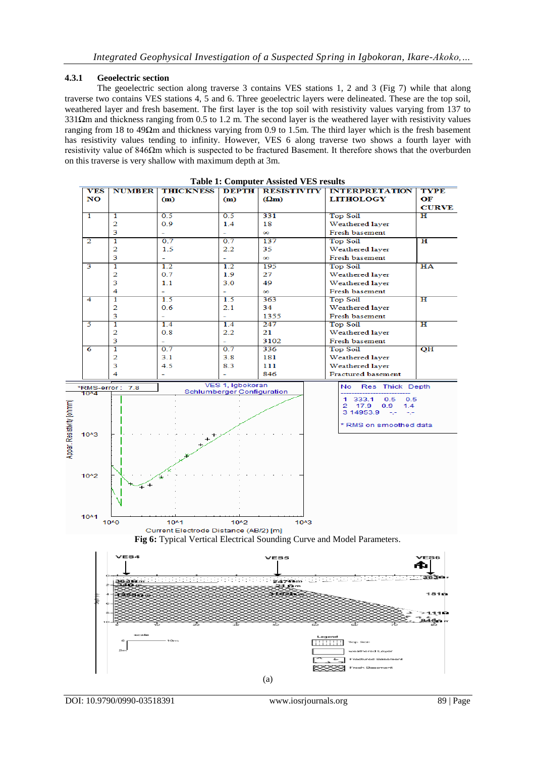### 4.3.1 Geoelectric section

The geoelectric section along traverse 3 contains VES stations 1, 2 and 3 (Fig 7) while that along traverse two contains VES stations 4, 5 and 6. Three geoelectric layers were delineated. These are the top soil, weathered layer and fresh basement. The first layer is the top soil with resistivity values varying from 137 to 331Ωm and thickness ranging from 0.5 to 1.2 m. The second layer is the weathered layer with resistivity values ranging from 18 to 49Ωm and thickness varying from 0.9 to 1.5m. The third layer which is the fresh basement has resistivity values tending to infinity. However, VES 6 along traverse two shows a fourth layer with resistivity value of 846Ωm which is suspected to be fractured Basement. It therefore shows that the overburden on this traverse is very shallow with maximum depth at 3m.

**Table 1: Computer Assisted VES results**

| VES NO | NUMBER | THICKNESS (m) | DEPTH (m) | RESISTIVITY (Ωm) | INTERPRETATION LITHOLOGY | TYPE OF CURVE |
|---|---|---|---|---|---|---|
| 1 | 1 | 0.5 | 0.5 | 331 | Top Soil | H |
| | 2 | 0.9 | 1.4 | 18 | Weathered layer | |
| | 3 | - | - | ∞ | Fresh basement | |
| 2 | 1 | 0.7 | 0.7 | 137 | Top Soil | H |
| | 2 | 1.5 | 2.2 | 35 | Weathered layer | |
| | 3 | - | - | ∞ | Fresh basement | |
| 3 | 1 | 1.2 | 1.2 | 195 | Top Soil | HA |
| | 2 | 0.7 | 1.9 | 27 | Weathered layer | |
| | 3 | 1.1 | 3.0 | 49 | Weathered layer | |
| | 4 | - | - | ∞ | Fresh basement | |
| 4 | 1 | 1.5 | 1.5 | 363 | Top Soil | H |
| | 2 | 0.6 | 2.1 | 34 | Weathered layer | |
| | 3 | - | - | 1355 | Fresh basement | |
| 5 | 1 | 1.4 | 1.4 | 247 | Top Soil | H |
| | 2 | 0.8 | 2.2 | 21 | Weathered layer | |
| | 3 | - | - | 3102 | Fresh basement | |
| 6 | 1 | 0.7 | 0.7 | 336 | Top Soil | QH |
| | 2 | 3.1 | 3.8 | 181 | Weathered layer | |
| | 3 | 4.5 | 8.3 | 111 | Weathered layer | |
| | 4 | - | - | 846 | Fractured basement | |

**Fig 6:** Typical Vertical Electrical Sounding Curve and Model Parameters.

(a)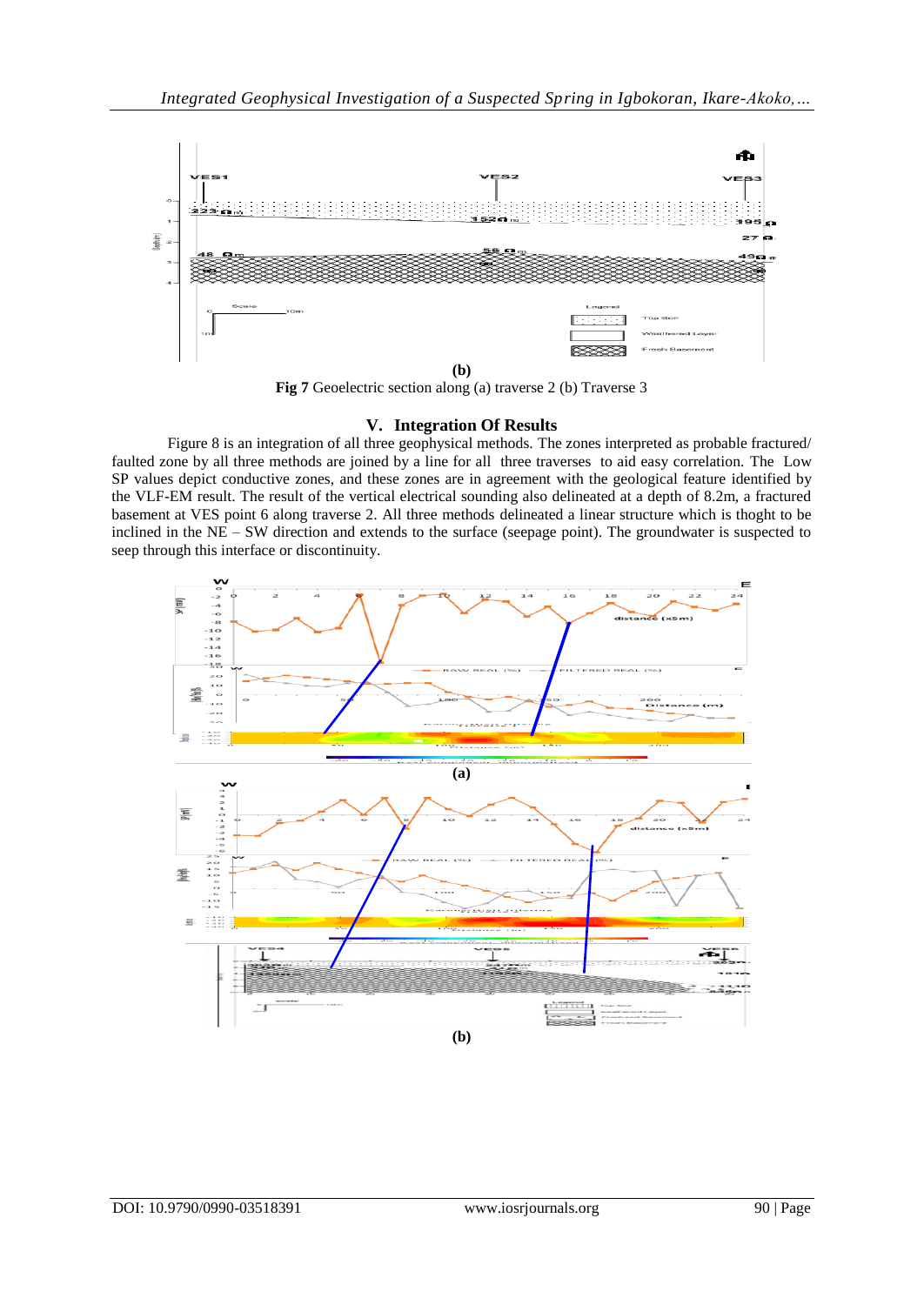**(b)**

**Fig 7** Geoelectric section along (a) traverse 2 (b) Traverse 3

## V. Integration Of Results

Figure 8 is an integration of all three geophysical methods. The zones interpreted as probable fractured/ faulted zone by all three methods are joined by a line for all three traverses to aid easy correlation. The Low SP values depict conductive zones, and these zones are in agreement with the geological feature identified by the VLF-EM result. The result of the vertical electrical sounding also delineated at a depth of 8.2m, a fractured basement at VES point 6 along traverse 2. All three methods delineated a linear structure which is thoght to be inclined in the NE – SW direction and extends to the surface (seepage point). The groundwater is suspected to seep through this interface or discontinuity.

**(a)**

**(b)**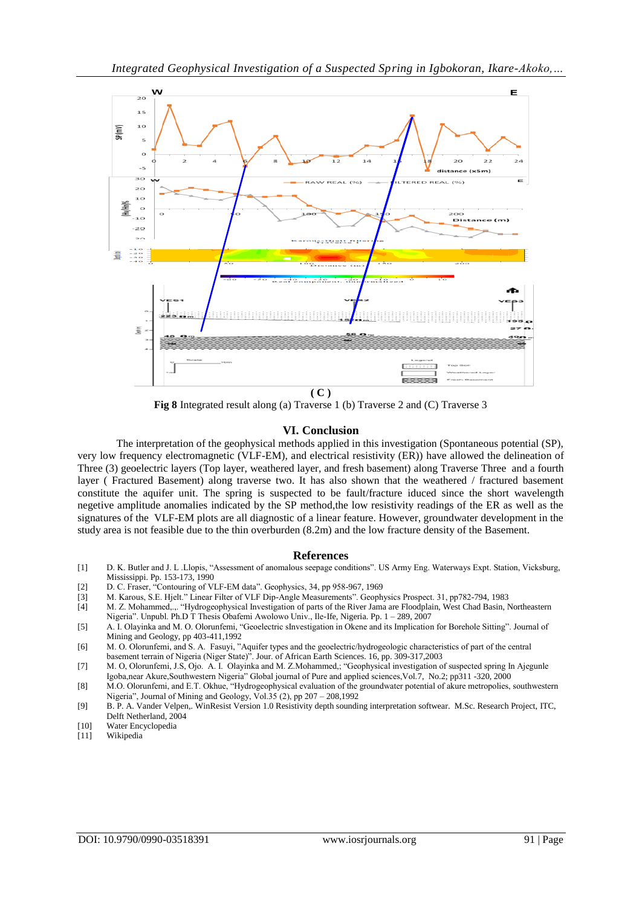**( C )**

**Fig 8** Integrated result along (a) Traverse 1 (b) Traverse 2 and (C) Traverse 3

## VI. Conclusion

The interpretation of the geophysical methods applied in this investigation (Spontaneous potential (SP), very low frequency electromagnetic (VLF-EM), and electrical resistivity (ER)) have allowed the delineation of Three (3) geoelectric layers (Top layer, weathered layer, and fresh basement) along Traverse Three and a fourth layer ( Fractured Basement) along traverse two. It has also shown that the weathered / fractured basement constitute the aquifer unit. The spring is suspected to be fault/fracture induced since the short wavelength negetive amplitude anomalies indicated by the SP method,the low resistivity readings of the ER as well as the signatures of the VLF-EM plots are all diagnostic of a linear feature. However, groundwater development in the study area is not feasible due to the thin overburden (8.2m) and the low fracture density of the Basement.

## References

[1] D. K. Butler and J. L .Llopis, "Assessment of anomalous seepage conditions". US Army Eng. Waterways Expt. Station, Vicksburg, Mississippi. Pp. 153-173, 1990

[2] D. C. Fraser, "Contouring of VLF-EM data". Geophysics, 34, pp 958-967, 1969

[3] M. Karous, S.E. Hjelt." Linear Filter of VLF Dip-Angle Measurements". Geophysics Prospect. 31, pp782-794, 1983

[4] M. Z. Mohammed,.,. "Hydrogeophysical Investigation of parts of the River Jama are Floodplain, West Chad Basin, Northeastern Nigeria". Unpubl. Ph.D T Thesis Obafemi Awolowo Univ., Ile-Ife, Nigeria. Pp. 1 – 289, 2007

[5] A. I. Olayinka and M. O. Olorunfemi, "Geoelectric sInvestigation in Okene and its Implication for Borehole Sitting". Journal of Mining and Geology, pp 403-411,1992

[6] M. O. Olorunfemi, and S. A. Fasuyi, "Aquifer types and the geoelectric/hydrogeologic characteristics of part of the central basement terrain of Nigeria (Niger State)". Jour. of African Earth Sciences. 16, pp. 309-317,2003

[7] M. O, Olorunfemi, J.S, Ojo. A. I. Olayinka and M. Z.Mohammed,; "Geophysical investigation of suspected spring In Ajegunle Igoba,near Akure,Southwestern Nigeria" Global journal of Pure and applied sciences,Vol.7, No.2; pp311 -320, 2000

[8] M.O. Olorunfemi, and E.T. Okhue, "Hydrogeophysical evaluation of the groundwater potential of akure metropolies, southwestern Nigeria", Journal of Mining and Geology, Vol.35 (2), pp 207 – 208,1992

[9] B. P. A. Vander Velpen,. WinResist Version 1.0 Resistivity depth sounding interpretation softwear. M.Sc. Research Project, ITC, Delft Netherland, 2004

[10] Water Encyclopedia

[11] Wikipedia